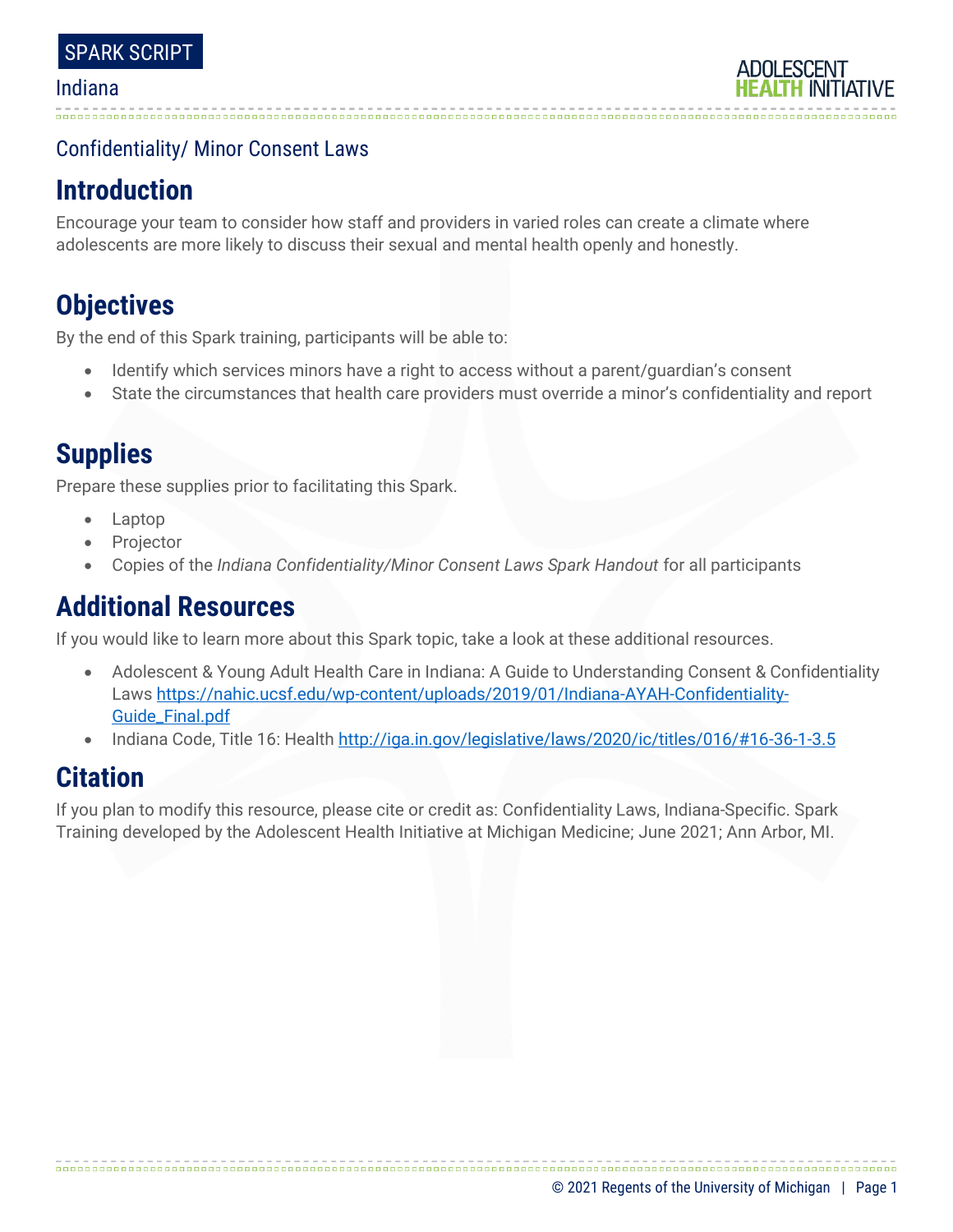SPARK SCRIPT

Indiana

Confidentiality/ Minor Consent Laws

## Introduction

Encourage your team to consider how staff and providers in varied roles can create a climate where adolescents are more likely to discuss their sexual and mental health openly and honestly.

## Objectives

By the end of this Spark training, participants will be able to:

- Identify which services minors have a right to access without a parent/guardian's consent
- State the circumstances that health care providers must override a minor's confidentiality and report

## Supplies

Prepare these supplies prior to facilitating this Spark.

- Laptop
- Projector
- Copies of the *Indiana Confidentiality/Minor Consent Laws Spark Handout* for all participants

## Additional Resources

If you would like to learn more about this Spark topic, take a look at these additional resources.

- Adolescent & Young Adult Health Care in Indiana: A Guide to Understanding Consent & Confidentiality Laws https://nahic.ucsf.edu/wp-content/uploads/2019/01/Indiana-AYAH-Confidentiality-Guide_Final.pdf
- Indiana Code, Title 16: Health http://iga.in.gov/legislative/laws/2020/ic/titles/016/#16-36-1-3.5

## Citation

If you plan to modify this resource, please cite or credit as: Confidentiality Laws, Indiana-Specific. Spark Training developed by the Adolescent Health Initiative at Michigan Medicine; June 2021; Ann Arbor, MI.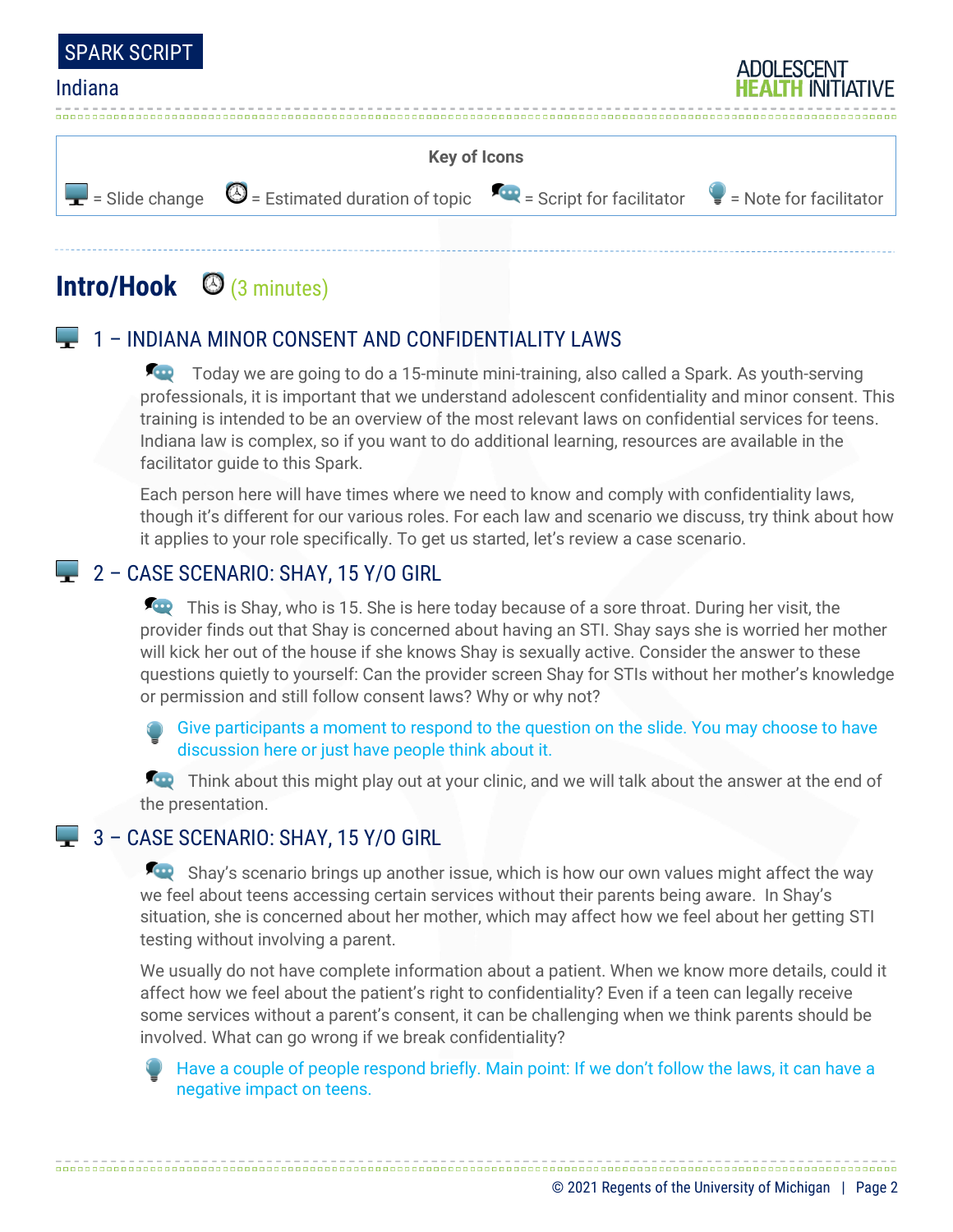**Key of Icons**

= Slide change = Estimated duration of topic = Script for facilitator = Note for facilitator

## Intro/Hook (3 minutes)

### 1 – INDIANA MINOR CONSENT AND CONFIDENTIALITY LAWS

Today we are going to do a 15-minute mini-training, also called a Spark. As youth-serving professionals, it is important that we understand adolescent confidentiality and minor consent. This training is intended to be an overview of the most relevant laws on confidential services for teens. Indiana law is complex, so if you want to do additional learning, resources are available in the facilitator guide to this Spark.

Each person here will have times where we need to know and comply with confidentiality laws, though it's different for our various roles. For each law and scenario we discuss, try think about how it applies to your role specifically. To get us started, let's review a case scenario.

### 2 – CASE SCENARIO: SHAY, 15 Y/O GIRL

This is Shay, who is 15. She is here today because of a sore throat. During her visit, the provider finds out that Shay is concerned about having an STI. Shay says she is worried her mother will kick her out of the house if she knows Shay is sexually active. Consider the answer to these questions quietly to yourself: Can the provider screen Shay for STIs without her mother's knowledge or permission and still follow consent laws? Why or why not?

Give participants a moment to respond to the question on the slide. You may choose to have discussion here or just have people think about it.

Think about this might play out at your clinic, and we will talk about the answer at the end of the presentation.

### 3 – CASE SCENARIO: SHAY, 15 Y/O GIRL

Shay's scenario brings up another issue, which is how our own values might affect the way we feel about teens accessing certain services without their parents being aware. In Shay's situation, she is concerned about her mother, which may affect how we feel about her getting STI testing without involving a parent.

We usually do not have complete information about a patient. When we know more details, could it affect how we feel about the patient's right to confidentiality? Even if a teen can legally receive some services without a parent's consent, it can be challenging when we think parents should be involved. What can go wrong if we break confidentiality?

Have a couple of people respond briefly. Main point: If we don't follow the laws, it can have a negative impact on teens.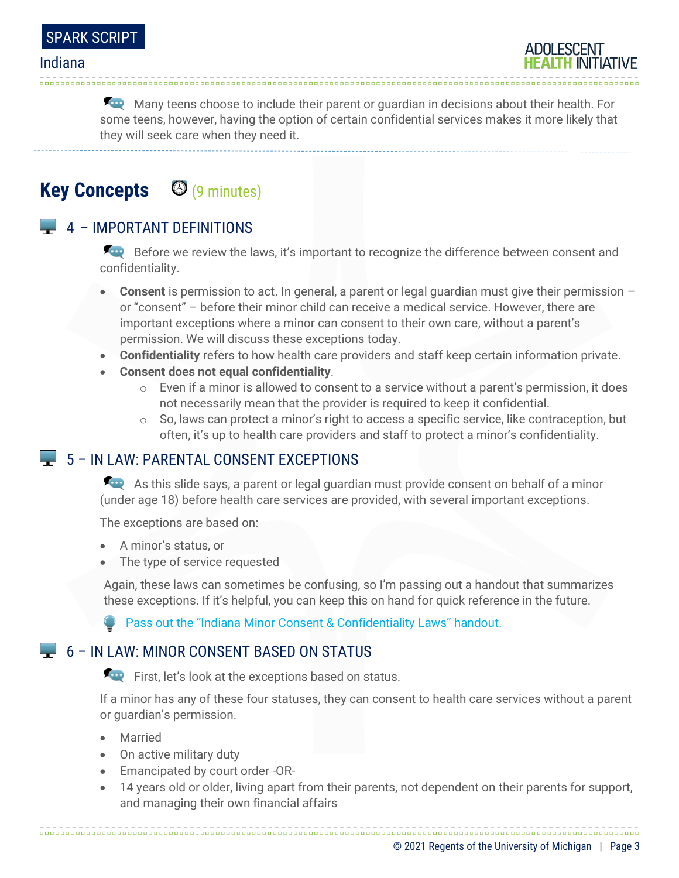Many teens choose to include their parent or guardian in decisions about their health. For some teens, however, having the option of certain confidential services makes it more likely that they will seek care when they need it.

## Key Concepts (9 minutes)

### 4 – IMPORTANT DEFINITIONS

Before we review the laws, it's important to recognize the difference between consent and confidentiality.

- **Consent** is permission to act. In general, a parent or legal guardian must give their permission – or "consent" – before their minor child can receive a medical service. However, there are important exceptions where a minor can consent to their own care, without a parent's permission. We will discuss these exceptions today.
- **Confidentiality** refers to how health care providers and staff keep certain information private.
- **Consent does not equal confidentiality**.
  - Even if a minor is allowed to consent to a service without a parent's permission, it does not necessarily mean that the provider is required to keep it confidential.
  - So, laws can protect a minor's right to access a specific service, like contraception, but often, it's up to health care providers and staff to protect a minor's confidentiality.

### 5 – IN LAW: PARENTAL CONSENT EXCEPTIONS

As this slide says, a parent or legal guardian must provide consent on behalf of a minor (under age 18) before health care services are provided, with several important exceptions.

The exceptions are based on:

- A minor's status, or
- The type of service requested

Again, these laws can sometimes be confusing, so I'm passing out a handout that summarizes these exceptions. If it's helpful, you can keep this on hand for quick reference in the future.

*Pass out the "Indiana Minor Consent & Confidentiality Laws" handout.*

### 6 – IN LAW: MINOR CONSENT BASED ON STATUS

First, let's look at the exceptions based on status.

If a minor has any of these four statuses, they can consent to health care services without a parent or guardian's permission.

- Married
- On active military duty
- Emancipated by court order -OR-
- 14 years old or older, living apart from their parents, not dependent on their parents for support, and managing their own financial affairs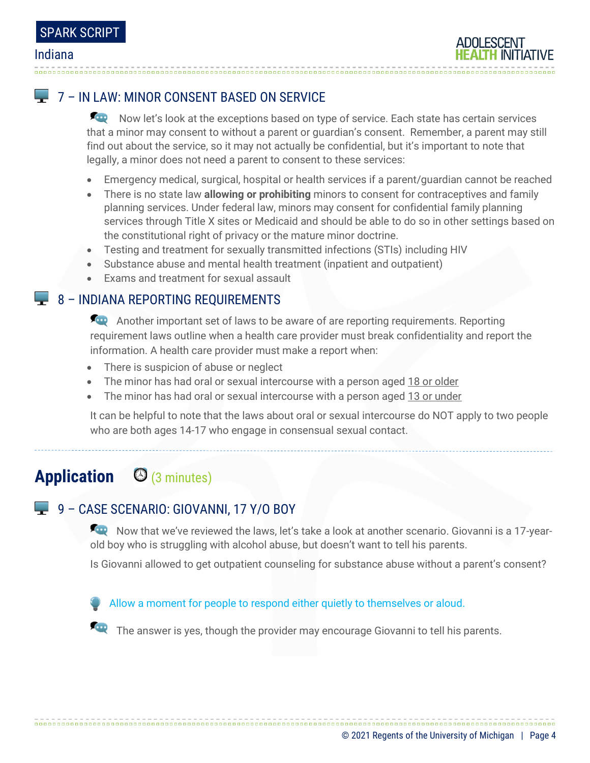## 7 – IN LAW: MINOR CONSENT BASED ON SERVICE

Now let's look at the exceptions based on type of service. Each state has certain services that a minor may consent to without a parent or guardian's consent. Remember, a parent may still find out about the service, so it may not actually be confidential, but it's important to note that legally, a minor does not need a parent to consent to these services:

- Emergency medical, surgical, hospital or health services if a parent/guardian cannot be reached
- There is no state law **allowing or prohibiting** minors to consent for contraceptives and family planning services. Under federal law, minors may consent for confidential family planning services through Title X sites or Medicaid and should be able to do so in other settings based on the constitutional right of privacy or the mature minor doctrine.
- Testing and treatment for sexually transmitted infections (STIs) including HIV
- Substance abuse and mental health treatment (inpatient and outpatient)
- Exams and treatment for sexual assault

## 8 – INDIANA REPORTING REQUIREMENTS

Another important set of laws to be aware of are reporting requirements. Reporting requirement laws outline when a health care provider must break confidentiality and report the information. A health care provider must make a report when:

- There is suspicion of abuse or neglect
- The minor has had oral or sexual intercourse with a person aged 18 or older
- The minor has had oral or sexual intercourse with a person aged 13 or under

It can be helpful to note that the laws about oral or sexual intercourse do NOT apply to two people who are both ages 14-17 who engage in consensual sexual contact.

# Application (3 minutes)

## 9 – CASE SCENARIO: GIOVANNI, 17 Y/O BOY

Now that we've reviewed the laws, let's take a look at another scenario. Giovanni is a 17-year-old boy who is struggling with alcohol abuse, but doesn't want to tell his parents.

Is Giovanni allowed to get outpatient counseling for substance abuse without a parent's consent?

Allow a moment for people to respond either quietly to themselves or aloud.

The answer is yes, though the provider may encourage Giovanni to tell his parents.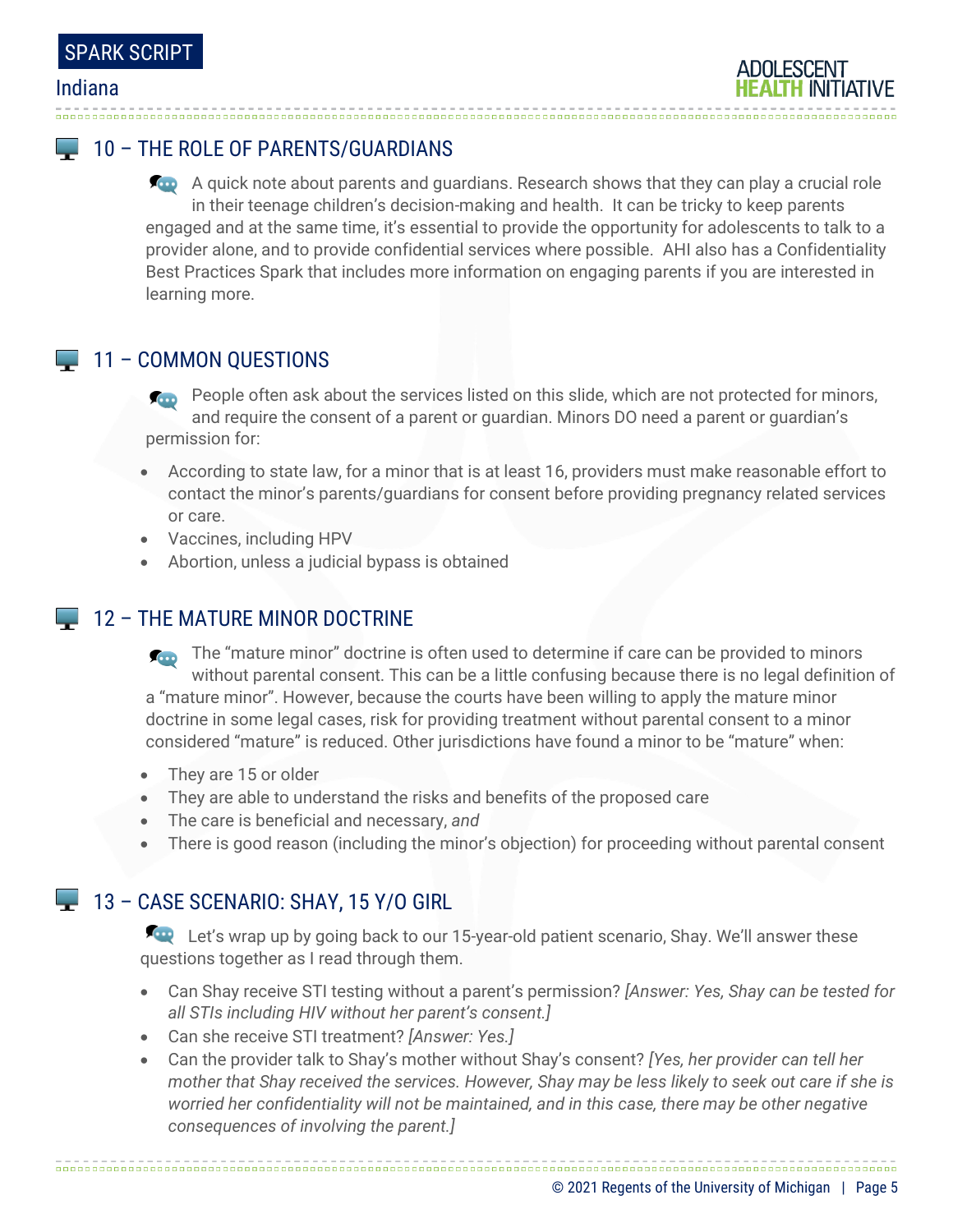## 10 – THE ROLE OF PARENTS/GUARDIANS

A quick note about parents and guardians. Research shows that they can play a crucial role in their teenage children's decision-making and health. It can be tricky to keep parents engaged and at the same time, it's essential to provide the opportunity for adolescents to talk to a provider alone, and to provide confidential services where possible. AHI also has a Confidentiality Best Practices Spark that includes more information on engaging parents if you are interested in learning more.

## 11 – COMMON QUESTIONS

People often ask about the services listed on this slide, which are not protected for minors, and require the consent of a parent or guardian. Minors DO need a parent or guardian's permission for:

- According to state law, for a minor that is at least 16, providers must make reasonable effort to contact the minor's parents/guardians for consent before providing pregnancy related services or care.
- Vaccines, including HPV
- Abortion, unless a judicial bypass is obtained

## 12 – THE MATURE MINOR DOCTRINE

The "mature minor" doctrine is often used to determine if care can be provided to minors without parental consent. This can be a little confusing because there is no legal definition of a "mature minor". However, because the courts have been willing to apply the mature minor doctrine in some legal cases, risk for providing treatment without parental consent to a minor considered "mature" is reduced. Other jurisdictions have found a minor to be "mature" when:

- They are 15 or older
- They are able to understand the risks and benefits of the proposed care
- The care is beneficial and necessary, *and*
- There is good reason (including the minor's objection) for proceeding without parental consent

## 13 – CASE SCENARIO: SHAY, 15 Y/O GIRL

Let's wrap up by going back to our 15-year-old patient scenario, Shay. We'll answer these questions together as I read through them.

- Can Shay receive STI testing without a parent's permission? *[Answer: Yes, Shay can be tested for all STIs including HIV without her parent's consent.]*
- Can she receive STI treatment? *[Answer: Yes.]*
- Can the provider talk to Shay's mother without Shay's consent? *[Yes, her provider can tell her mother that Shay received the services. However, Shay may be less likely to seek out care if she is worried her confidentiality will not be maintained, and in this case, there may be other negative consequences of involving the parent.]*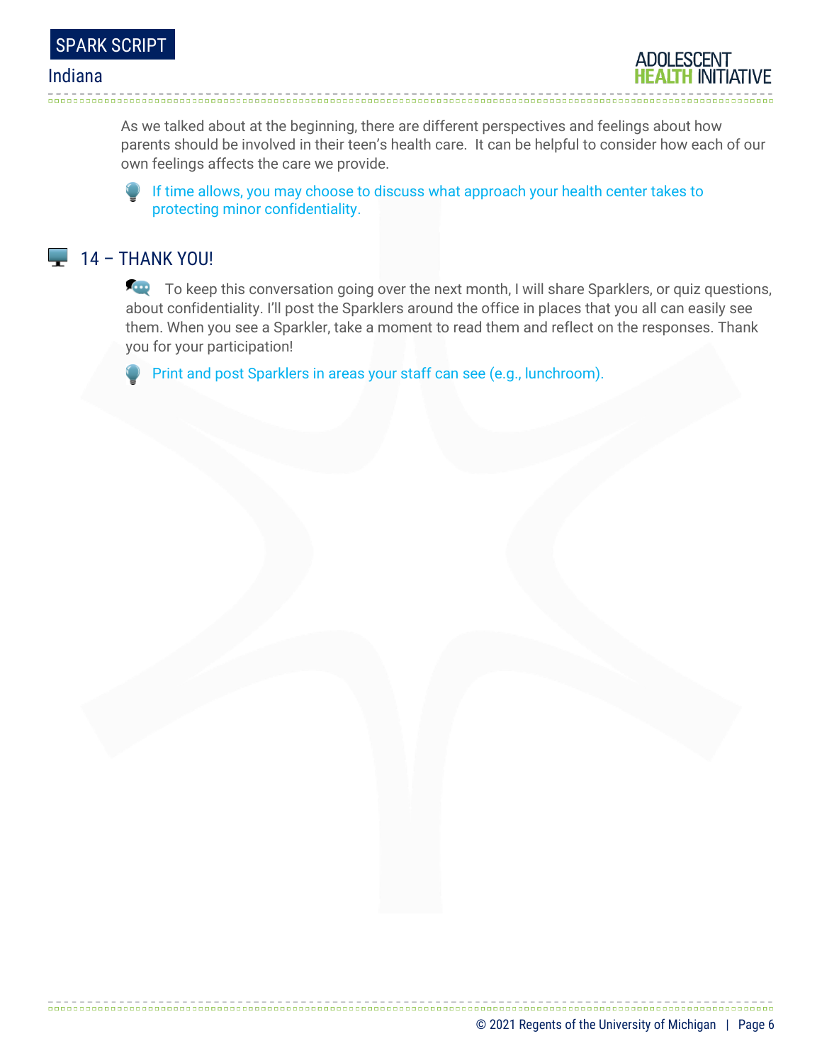As we talked about at the beginning, there are different perspectives and feelings about how parents should be involved in their teen's health care. It can be helpful to consider how each of our own feelings affects the care we provide.

If time allows, you may choose to discuss what approach your health center takes to protecting minor confidentiality.

## 14 – THANK YOU!

To keep this conversation going over the next month, I will share Sparklers, or quiz questions, about confidentiality. I'll post the Sparklers around the office in places that you all can easily see them. When you see a Sparkler, take a moment to read them and reflect on the responses. Thank you for your participation!

Print and post Sparklers in areas your staff can see (e.g., lunchroom).